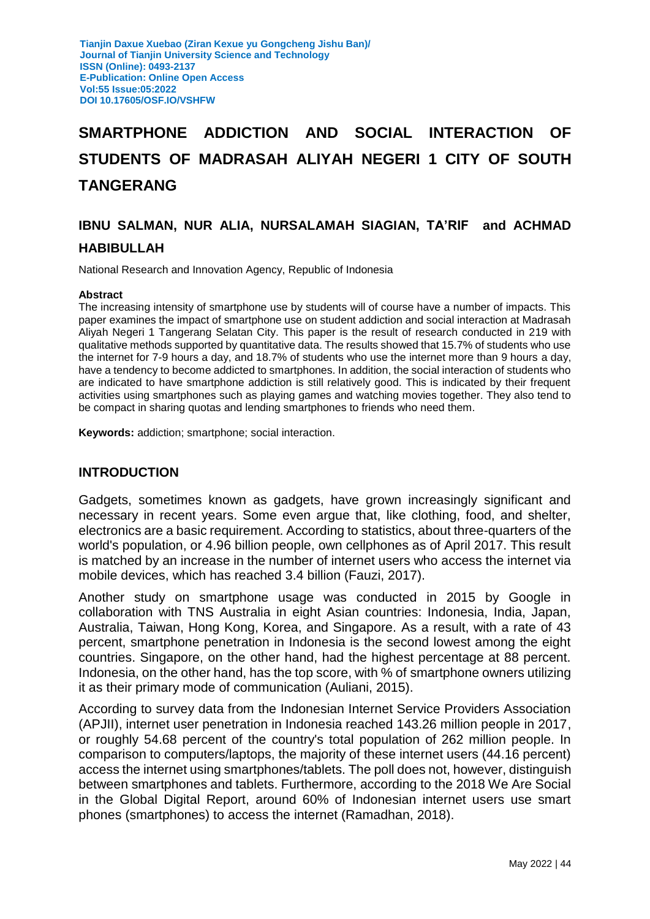# SMARTPHONE ADDICTION AND SOCIAL INTERACTION OF STUDENTS OF MADRASAH ALIYAH NEGERI 1 CITY OF SOUTH TANGERANG

**IBNU SALMAN, NUR ALIA, NURSALAMAH SIAGIAN, TA'RIF and ACHMAD HABIBULLAH**

National Research and Innovation Agency, Republic of Indonesia

**Abstract**

The increasing intensity of smartphone use by students will of course have a number of impacts. This paper examines the impact of smartphone use on student addiction and social interaction at Madrasah Aliyah Negeri 1 Tangerang Selatan City. This paper is the result of research conducted in 219 with qualitative methods supported by quantitative data. The results showed that 15.7% of students who use the internet for 7-9 hours a day, and 18.7% of students who use the internet more than 9 hours a day, have a tendency to become addicted to smartphones. In addition, the social interaction of students who are indicated to have smartphone addiction is still relatively good. This is indicated by their frequent activities using smartphones such as playing games and watching movies together. They also tend to be compact in sharing quotas and lending smartphones to friends who need them.

**Keywords:** addiction; smartphone; social interaction.

## INTRODUCTION

Gadgets, sometimes known as gadgets, have grown increasingly significant and necessary in recent years. Some even argue that, like clothing, food, and shelter, electronics are a basic requirement. According to statistics, about three-quarters of the world's population, or 4.96 billion people, own cellphones as of April 2017. This result is matched by an increase in the number of internet users who access the internet via mobile devices, which has reached 3.4 billion (Fauzi, 2017).

Another study on smartphone usage was conducted in 2015 by Google in collaboration with TNS Australia in eight Asian countries: Indonesia, India, Japan, Australia, Taiwan, Hong Kong, Korea, and Singapore. As a result, with a rate of 43 percent, smartphone penetration in Indonesia is the second lowest among the eight countries. Singapore, on the other hand, had the highest percentage at 88 percent. Indonesia, on the other hand, has the top score, with % of smartphone owners utilizing it as their primary mode of communication (Auliani, 2015).

According to survey data from the Indonesian Internet Service Providers Association (APJII), internet user penetration in Indonesia reached 143.26 million people in 2017, or roughly 54.68 percent of the country's total population of 262 million people. In comparison to computers/laptops, the majority of these internet users (44.16 percent) access the internet using smartphones/tablets. The poll does not, however, distinguish between smartphones and tablets. Furthermore, according to the 2018 We Are Social in the Global Digital Report, around 60% of Indonesian internet users use smart phones (smartphones) to access the internet (Ramadhan, 2018).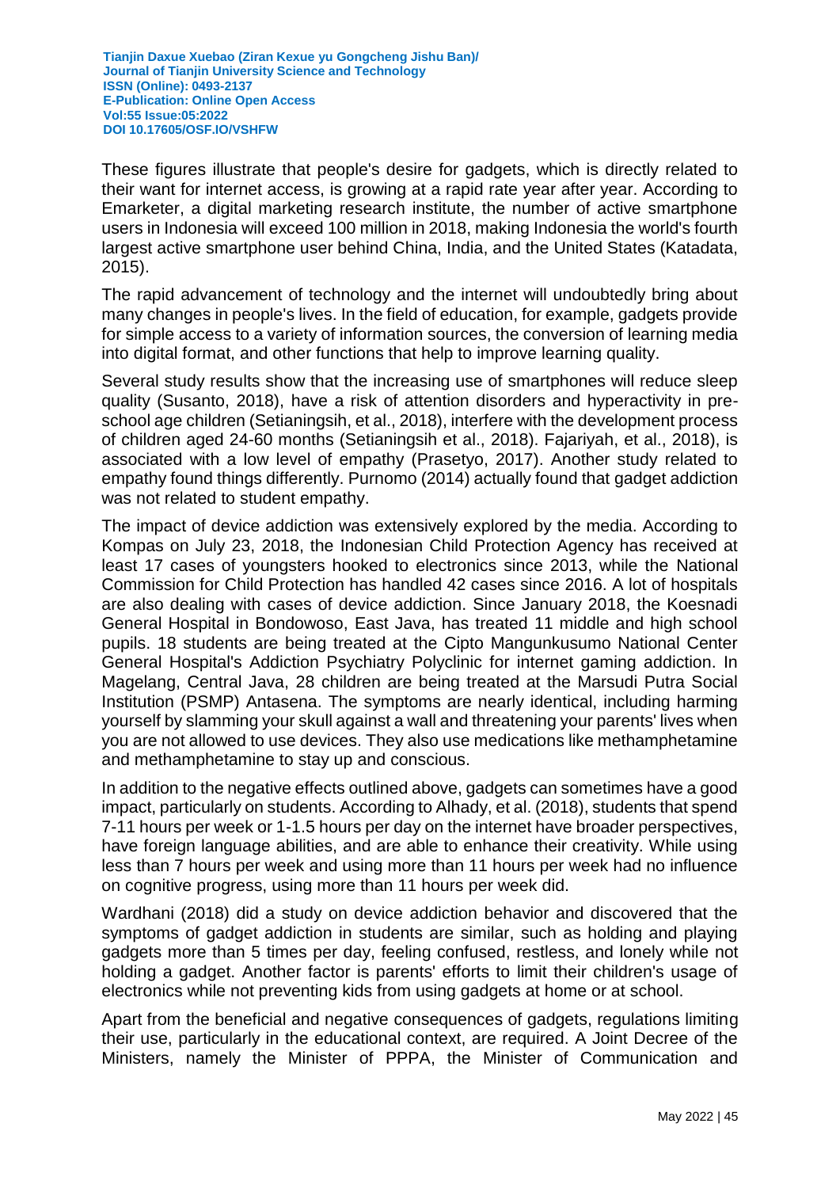These figures illustrate that people's desire for gadgets, which is directly related to their want for internet access, is growing at a rapid rate year after year. According to Emarketer, a digital marketing research institute, the number of active smartphone users in Indonesia will exceed 100 million in 2018, making Indonesia the world's fourth largest active smartphone user behind China, India, and the United States (Katadata, 2015).

The rapid advancement of technology and the internet will undoubtedly bring about many changes in people's lives. In the field of education, for example, gadgets provide for simple access to a variety of information sources, the conversion of learning media into digital format, and other functions that help to improve learning quality.

Several study results show that the increasing use of smartphones will reduce sleep quality (Susanto, 2018), have a risk of attention disorders and hyperactivity in pre-school age children (Setianingsih, et al., 2018), interfere with the development process of children aged 24-60 months (Setianingsih et al., 2018). Fajariyah, et al., 2018), is associated with a low level of empathy (Prasetyo, 2017). Another study related to empathy found things differently. Purnomo (2014) actually found that gadget addiction was not related to student empathy.

The impact of device addiction was extensively explored by the media. According to Kompas on July 23, 2018, the Indonesian Child Protection Agency has received at least 17 cases of youngsters hooked to electronics since 2013, while the National Commission for Child Protection has handled 42 cases since 2016. A lot of hospitals are also dealing with cases of device addiction. Since January 2018, the Koesnadi General Hospital in Bondowoso, East Java, has treated 11 middle and high school pupils. 18 students are being treated at the Cipto Mangunkusumo National Center General Hospital's Addiction Psychiatry Polyclinic for internet gaming addiction. In Magelang, Central Java, 28 children are being treated at the Marsudi Putra Social Institution (PSMP) Antasena. The symptoms are nearly identical, including harming yourself by slamming your skull against a wall and threatening your parents' lives when you are not allowed to use devices. They also use medications like methamphetamine and methamphetamine to stay up and conscious.

In addition to the negative effects outlined above, gadgets can sometimes have a good impact, particularly on students. According to Alhady, et al. (2018), students that spend 7-11 hours per week or 1-1.5 hours per day on the internet have broader perspectives, have foreign language abilities, and are able to enhance their creativity. While using less than 7 hours per week and using more than 11 hours per week had no influence on cognitive progress, using more than 11 hours per week did.

Wardhani (2018) did a study on device addiction behavior and discovered that the symptoms of gadget addiction in students are similar, such as holding and playing gadgets more than 5 times per day, feeling confused, restless, and lonely while not holding a gadget. Another factor is parents' efforts to limit their children's usage of electronics while not preventing kids from using gadgets at home or at school.

Apart from the beneficial and negative consequences of gadgets, regulations limiting their use, particularly in the educational context, are required. A Joint Decree of the Ministers, namely the Minister of PPPA, the Minister of Communication and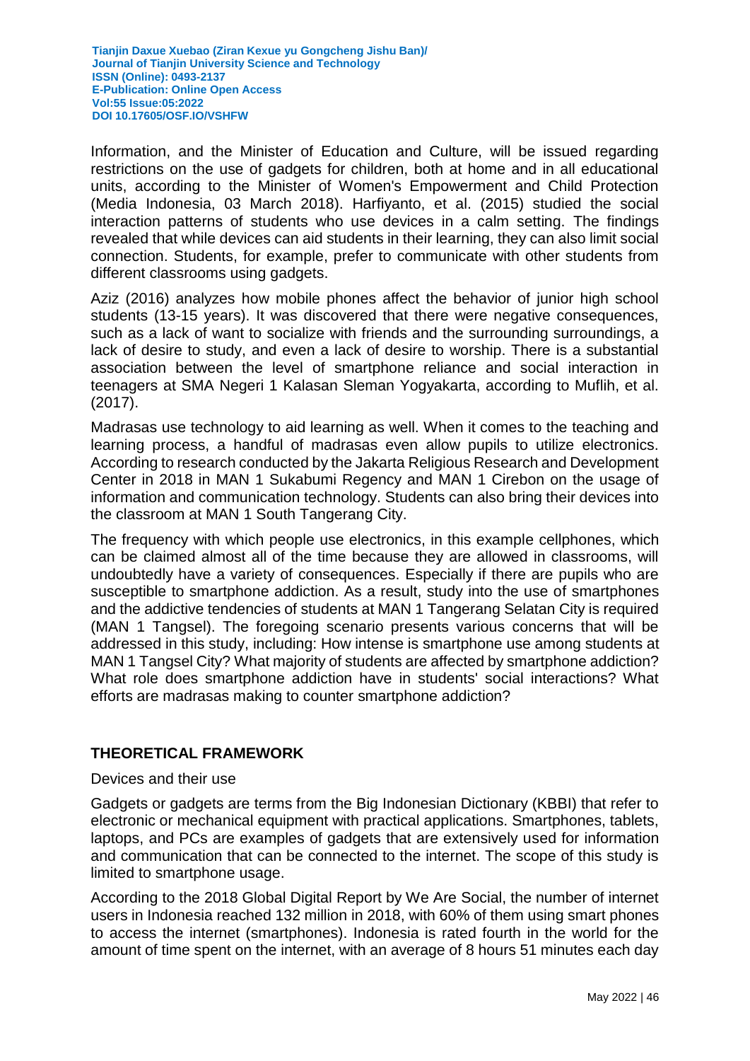Information, and the Minister of Education and Culture, will be issued regarding restrictions on the use of gadgets for children, both at home and in all educational units, according to the Minister of Women's Empowerment and Child Protection (Media Indonesia, 03 March 2018). Harfiyanto, et al. (2015) studied the social interaction patterns of students who use devices in a calm setting. The findings revealed that while devices can aid students in their learning, they can also limit social connection. Students, for example, prefer to communicate with other students from different classrooms using gadgets.

Aziz (2016) analyzes how mobile phones affect the behavior of junior high school students (13-15 years). It was discovered that there were negative consequences, such as a lack of want to socialize with friends and the surrounding surroundings, a lack of desire to study, and even a lack of desire to worship. There is a substantial association between the level of smartphone reliance and social interaction in teenagers at SMA Negeri 1 Kalasan Sleman Yogyakarta, according to Muflih, et al. (2017).

Madrasas use technology to aid learning as well. When it comes to the teaching and learning process, a handful of madrasas even allow pupils to utilize electronics. According to research conducted by the Jakarta Religious Research and Development Center in 2018 in MAN 1 Sukabumi Regency and MAN 1 Cirebon on the usage of information and communication technology. Students can also bring their devices into the classroom at MAN 1 South Tangerang City.

The frequency with which people use electronics, in this example cellphones, which can be claimed almost all of the time because they are allowed in classrooms, will undoubtedly have a variety of consequences. Especially if there are pupils who are susceptible to smartphone addiction. As a result, study into the use of smartphones and the addictive tendencies of students at MAN 1 Tangerang Selatan City is required (MAN 1 Tangsel). The foregoing scenario presents various concerns that will be addressed in this study, including: How intense is smartphone use among students at MAN 1 Tangsel City? What majority of students are affected by smartphone addiction? What role does smartphone addiction have in students' social interactions? What efforts are madrasas making to counter smartphone addiction?

## THEORETICAL FRAMEWORK

Devices and their use

Gadgets or gadgets are terms from the Big Indonesian Dictionary (KBBI) that refer to electronic or mechanical equipment with practical applications. Smartphones, tablets, laptops, and PCs are examples of gadgets that are extensively used for information and communication that can be connected to the internet. The scope of this study is limited to smartphone usage.

According to the 2018 Global Digital Report by We Are Social, the number of internet users in Indonesia reached 132 million in 2018, with 60% of them using smart phones to access the internet (smartphones). Indonesia is rated fourth in the world for the amount of time spent on the internet, with an average of 8 hours 51 minutes each day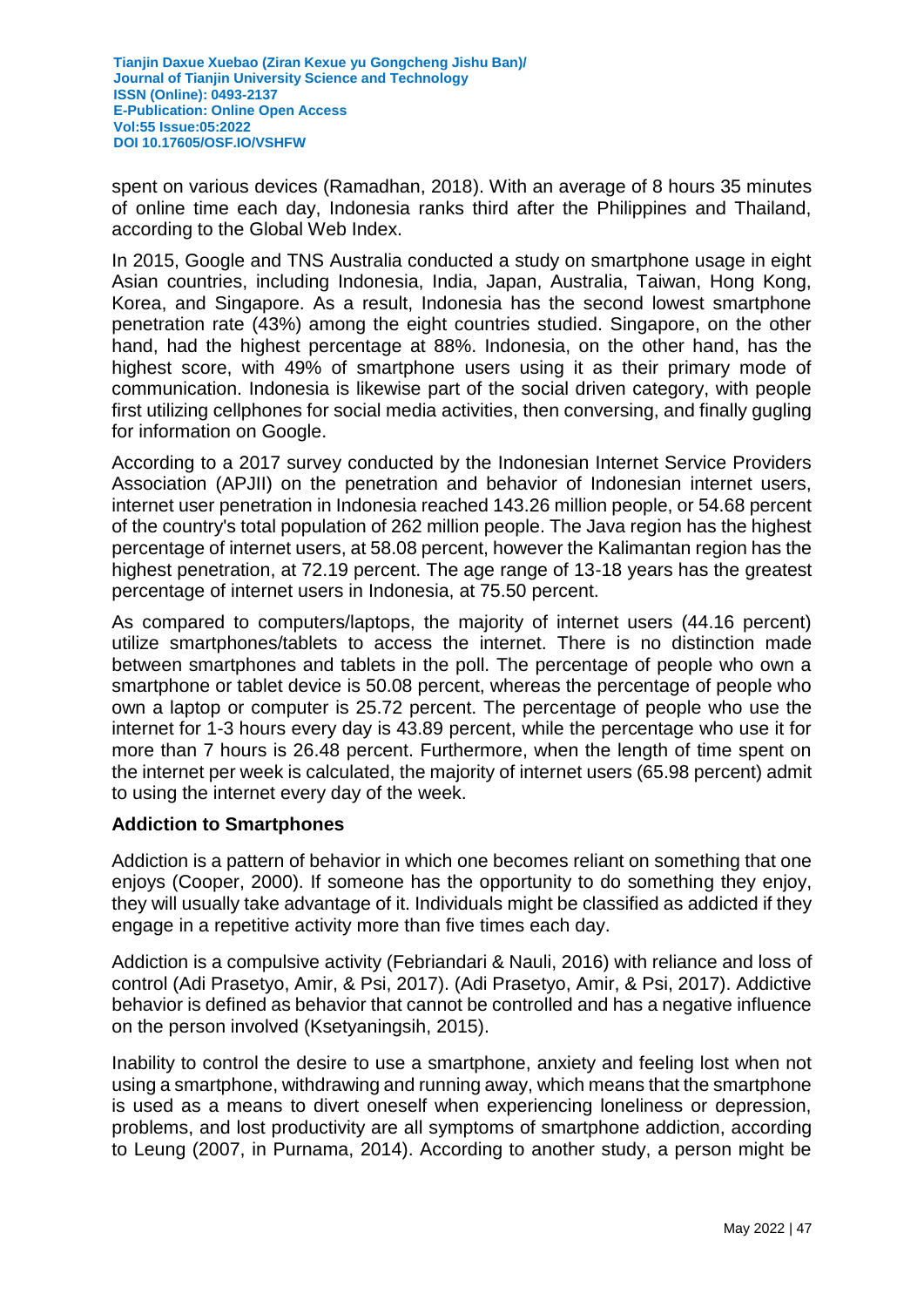spent on various devices (Ramadhan, 2018). With an average of 8 hours 35 minutes of online time each day, Indonesia ranks third after the Philippines and Thailand, according to the Global Web Index.

In 2015, Google and TNS Australia conducted a study on smartphone usage in eight Asian countries, including Indonesia, India, Japan, Australia, Taiwan, Hong Kong, Korea, and Singapore. As a result, Indonesia has the second lowest smartphone penetration rate (43%) among the eight countries studied. Singapore, on the other hand, had the highest percentage at 88%. Indonesia, on the other hand, has the highest score, with 49% of smartphone users using it as their primary mode of communication. Indonesia is likewise part of the social driven category, with people first utilizing cellphones for social media activities, then conversing, and finally gugling for information on Google.

According to a 2017 survey conducted by the Indonesian Internet Service Providers Association (APJII) on the penetration and behavior of Indonesian internet users, internet user penetration in Indonesia reached 143.26 million people, or 54.68 percent of the country's total population of 262 million people. The Java region has the highest percentage of internet users, at 58.08 percent, however the Kalimantan region has the highest penetration, at 72.19 percent. The age range of 13-18 years has the greatest percentage of internet users in Indonesia, at 75.50 percent.

As compared to computers/laptops, the majority of internet users (44.16 percent) utilize smartphones/tablets to access the internet. There is no distinction made between smartphones and tablets in the poll. The percentage of people who own a smartphone or tablet device is 50.08 percent, whereas the percentage of people who own a laptop or computer is 25.72 percent. The percentage of people who use the internet for 1-3 hours every day is 43.89 percent, while the percentage who use it for more than 7 hours is 26.48 percent. Furthermore, when the length of time spent on the internet per week is calculated, the majority of internet users (65.98 percent) admit to using the internet every day of the week.

**Addiction to Smartphones**

Addiction is a pattern of behavior in which one becomes reliant on something that one enjoys (Cooper, 2000). If someone has the opportunity to do something they enjoy, they will usually take advantage of it. Individuals might be classified as addicted if they engage in a repetitive activity more than five times each day.

Addiction is a compulsive activity (Febriandari & Nauli, 2016) with reliance and loss of control (Adi Prasetyo, Amir, & Psi, 2017). (Adi Prasetyo, Amir, & Psi, 2017). Addictive behavior is defined as behavior that cannot be controlled and has a negative influence on the person involved (Ksetyaningsih, 2015).

Inability to control the desire to use a smartphone, anxiety and feeling lost when not using a smartphone, withdrawing and running away, which means that the smartphone is used as a means to divert oneself when experiencing loneliness or depression, problems, and lost productivity are all symptoms of smartphone addiction, according to Leung (2007, in Purnama, 2014). According to another study, a person might be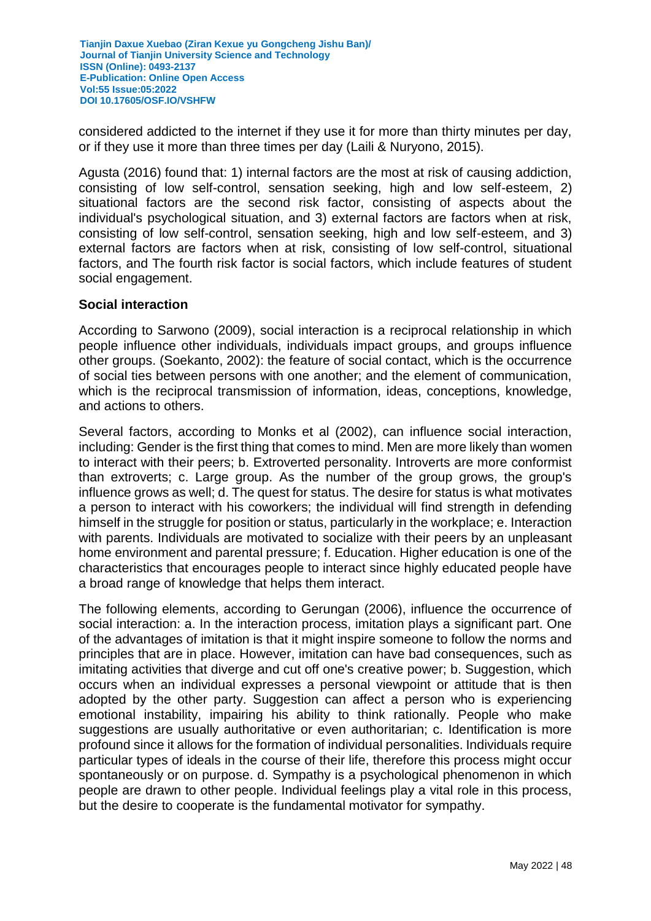considered addicted to the internet if they use it for more than thirty minutes per day, or if they use it more than three times per day (Laili & Nuryono, 2015).

Agusta (2016) found that: 1) internal factors are the most at risk of causing addiction, consisting of low self-control, sensation seeking, high and low self-esteem, 2) situational factors are the second risk factor, consisting of aspects about the individual's psychological situation, and 3) external factors are factors when at risk, consisting of low self-control, sensation seeking, high and low self-esteem, and 3) external factors are factors when at risk, consisting of low self-control, situational factors, and The fourth risk factor is social factors, which include features of student social engagement.

### Social interaction

According to Sarwono (2009), social interaction is a reciprocal relationship in which people influence other individuals, individuals impact groups, and groups influence other groups. (Soekanto, 2002): the feature of social contact, which is the occurrence of social ties between persons with one another; and the element of communication, which is the reciprocal transmission of information, ideas, conceptions, knowledge, and actions to others.

Several factors, according to Monks et al (2002), can influence social interaction, including: Gender is the first thing that comes to mind. Men are more likely than women to interact with their peers; b. Extroverted personality. Introverts are more conformist than extroverts; c. Large group. As the number of the group grows, the group's influence grows as well; d. The quest for status. The desire for status is what motivates a person to interact with his coworkers; the individual will find strength in defending himself in the struggle for position or status, particularly in the workplace; e. Interaction with parents. Individuals are motivated to socialize with their peers by an unpleasant home environment and parental pressure; f. Education. Higher education is one of the characteristics that encourages people to interact since highly educated people have a broad range of knowledge that helps them interact.

The following elements, according to Gerungan (2006), influence the occurrence of social interaction: a. In the interaction process, imitation plays a significant part. One of the advantages of imitation is that it might inspire someone to follow the norms and principles that are in place. However, imitation can have bad consequences, such as imitating activities that diverge and cut off one's creative power; b. Suggestion, which occurs when an individual expresses a personal viewpoint or attitude that is then adopted by the other party. Suggestion can affect a person who is experiencing emotional instability, impairing his ability to think rationally. People who make suggestions are usually authoritative or even authoritarian; c. Identification is more profound since it allows for the formation of individual personalities. Individuals require particular types of ideals in the course of their life, therefore this process might occur spontaneously or on purpose. d. Sympathy is a psychological phenomenon in which people are drawn to other people. Individual feelings play a vital role in this process, but the desire to cooperate is the fundamental motivator for sympathy.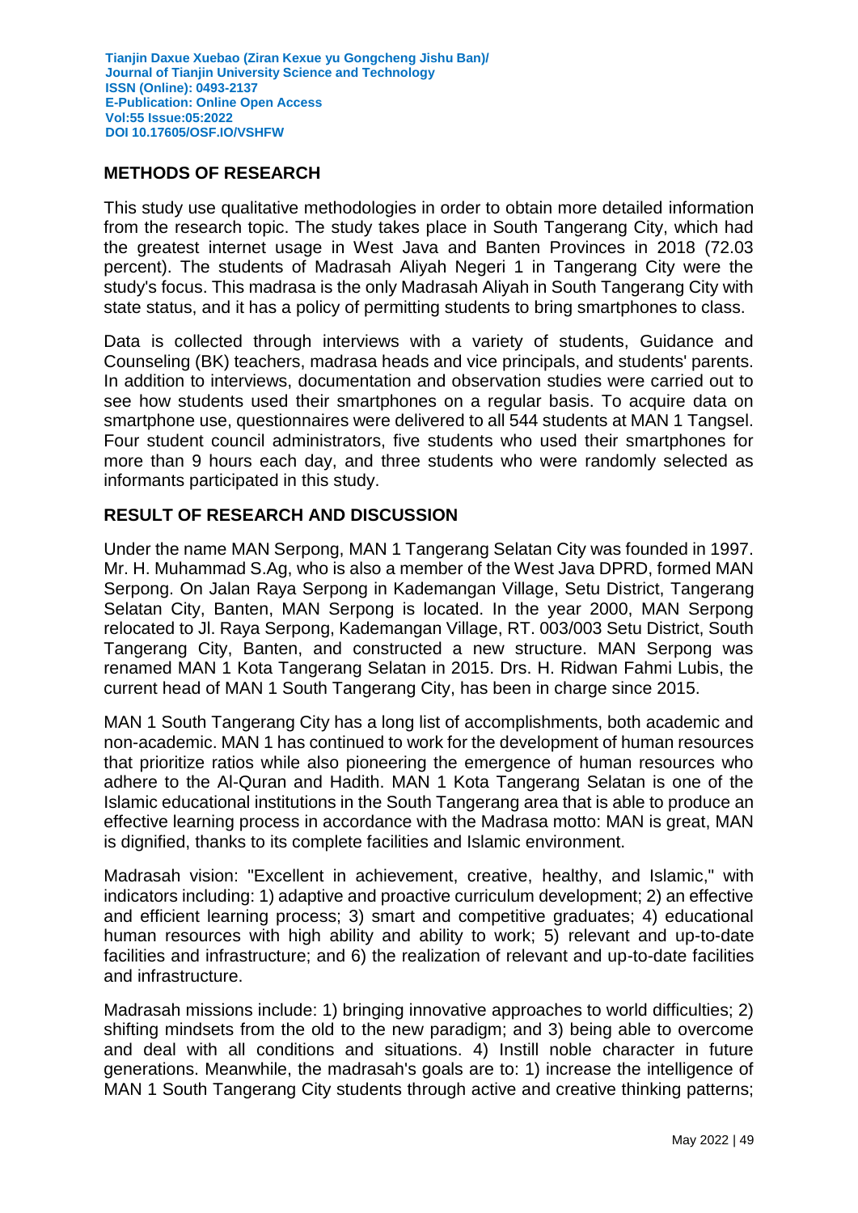## METHODS OF RESEARCH

This study use qualitative methodologies in order to obtain more detailed information from the research topic. The study takes place in South Tangerang City, which had the greatest internet usage in West Java and Banten Provinces in 2018 (72.03 percent). The students of Madrasah Aliyah Negeri 1 in Tangerang City were the study's focus. This madrasa is the only Madrasah Aliyah in South Tangerang City with state status, and it has a policy of permitting students to bring smartphones to class.

Data is collected through interviews with a variety of students, Guidance and Counseling (BK) teachers, madrasa heads and vice principals, and students' parents. In addition to interviews, documentation and observation studies were carried out to see how students used their smartphones on a regular basis. To acquire data on smartphone use, questionnaires were delivered to all 544 students at MAN 1 Tangsel. Four student council administrators, five students who used their smartphones for more than 9 hours each day, and three students who were randomly selected as informants participated in this study.

## RESULT OF RESEARCH AND DISCUSSION

Under the name MAN Serpong, MAN 1 Tangerang Selatan City was founded in 1997. Mr. H. Muhammad S.Ag, who is also a member of the West Java DPRD, formed MAN Serpong. On Jalan Raya Serpong in Kademangan Village, Setu District, Tangerang Selatan City, Banten, MAN Serpong is located. In the year 2000, MAN Serpong relocated to Jl. Raya Serpong, Kademangan Village, RT. 003/003 Setu District, South Tangerang City, Banten, and constructed a new structure. MAN Serpong was renamed MAN 1 Kota Tangerang Selatan in 2015. Drs. H. Ridwan Fahmi Lubis, the current head of MAN 1 South Tangerang City, has been in charge since 2015.

MAN 1 South Tangerang City has a long list of accomplishments, both academic and non-academic. MAN 1 has continued to work for the development of human resources that prioritize ratios while also pioneering the emergence of human resources who adhere to the Al-Quran and Hadith. MAN 1 Kota Tangerang Selatan is one of the Islamic educational institutions in the South Tangerang area that is able to produce an effective learning process in accordance with the Madrasa motto: MAN is great, MAN is dignified, thanks to its complete facilities and Islamic environment.

Madrasah vision: "Excellent in achievement, creative, healthy, and Islamic," with indicators including: 1) adaptive and proactive curriculum development; 2) an effective and efficient learning process; 3) smart and competitive graduates; 4) educational human resources with high ability and ability to work; 5) relevant and up-to-date facilities and infrastructure; and 6) the realization of relevant and up-to-date facilities and infrastructure.

Madrasah missions include: 1) bringing innovative approaches to world difficulties; 2) shifting mindsets from the old to the new paradigm; and 3) being able to overcome and deal with all conditions and situations. 4) Instill noble character in future generations. Meanwhile, the madrasah's goals are to: 1) increase the intelligence of MAN 1 South Tangerang City students through active and creative thinking patterns;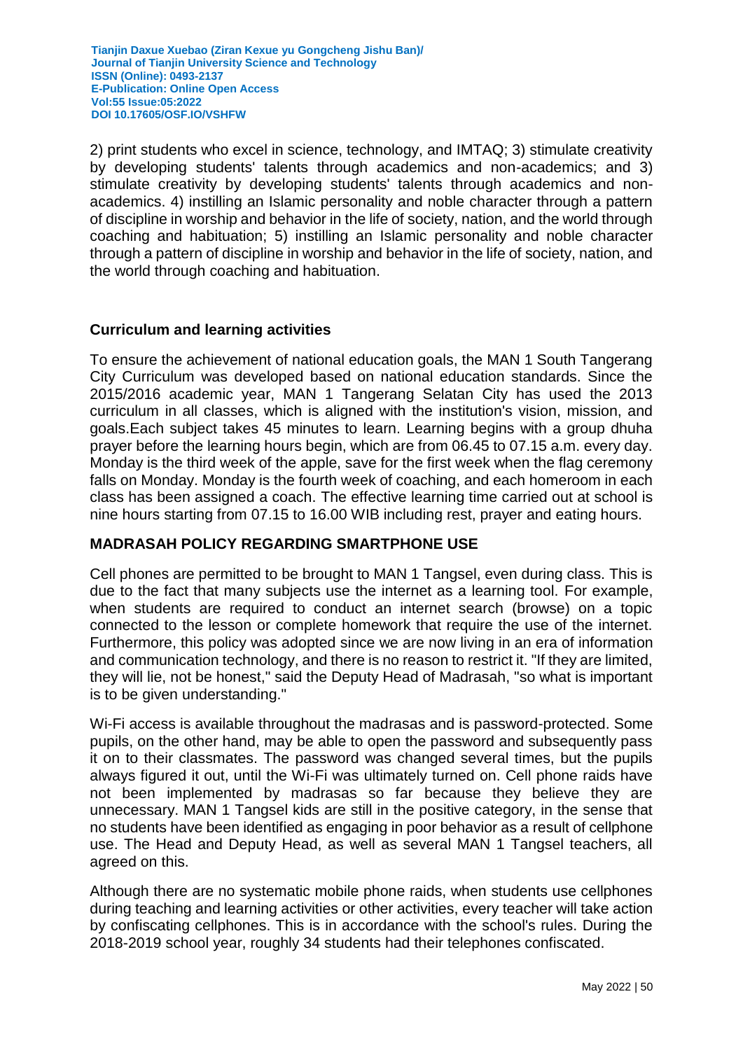2) print students who excel in science, technology, and IMTAQ; 3) stimulate creativity by developing students' talents through academics and non-academics; and 3) stimulate creativity by developing students' talents through academics and non-academics. 4) instilling an Islamic personality and noble character through a pattern of discipline in worship and behavior in the life of society, nation, and the world through coaching and habituation; 5) instilling an Islamic personality and noble character through a pattern of discipline in worship and behavior in the life of society, nation, and the world through coaching and habituation.

### Curriculum and learning activities

To ensure the achievement of national education goals, the MAN 1 South Tangerang City Curriculum was developed based on national education standards. Since the 2015/2016 academic year, MAN 1 Tangerang Selatan City has used the 2013 curriculum in all classes, which is aligned with the institution's vision, mission, and goals.Each subject takes 45 minutes to learn. Learning begins with a group dhuha prayer before the learning hours begin, which are from 06.45 to 07.15 a.m. every day. Monday is the third week of the apple, save for the first week when the flag ceremony falls on Monday. Monday is the fourth week of coaching, and each homeroom in each class has been assigned a coach. The effective learning time carried out at school is nine hours starting from 07.15 to 16.00 WIB including rest, prayer and eating hours.

### MADRASAH POLICY REGARDING SMARTPHONE USE

Cell phones are permitted to be brought to MAN 1 Tangsel, even during class. This is due to the fact that many subjects use the internet as a learning tool. For example, when students are required to conduct an internet search (browse) on a topic connected to the lesson or complete homework that require the use of the internet. Furthermore, this policy was adopted since we are now living in an era of information and communication technology, and there is no reason to restrict it. "If they are limited, they will lie, not be honest," said the Deputy Head of Madrasah, "so what is important is to be given understanding."

Wi-Fi access is available throughout the madrasas and is password-protected. Some pupils, on the other hand, may be able to open the password and subsequently pass it on to their classmates. The password was changed several times, but the pupils always figured it out, until the Wi-Fi was ultimately turned on. Cell phone raids have not been implemented by madrasas so far because they believe they are unnecessary. MAN 1 Tangsel kids are still in the positive category, in the sense that no students have been identified as engaging in poor behavior as a result of cellphone use. The Head and Deputy Head, as well as several MAN 1 Tangsel teachers, all agreed on this.

Although there are no systematic mobile phone raids, when students use cellphones during teaching and learning activities or other activities, every teacher will take action by confiscating cellphones. This is in accordance with the school's rules. During the 2018-2019 school year, roughly 34 students had their telephones confiscated.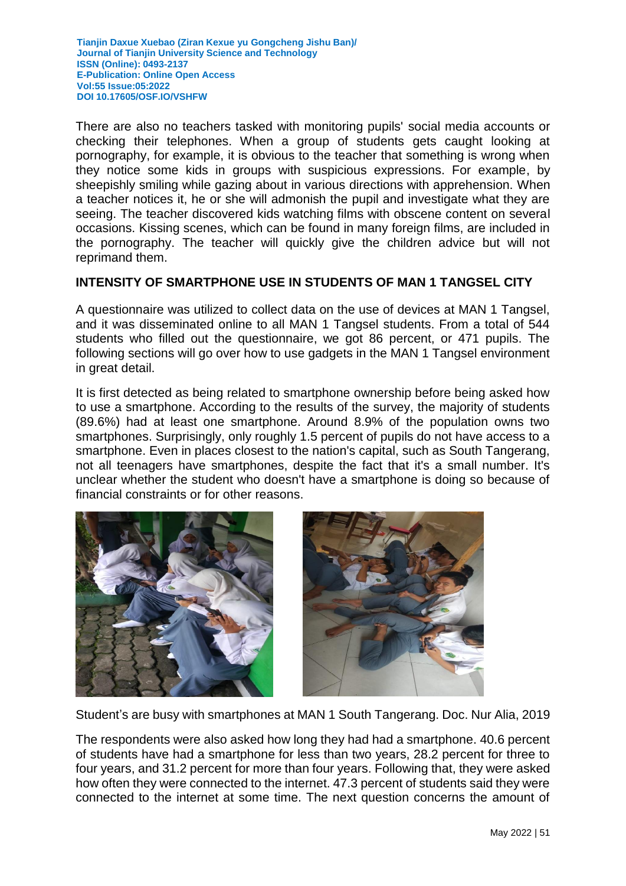There are also no teachers tasked with monitoring pupils' social media accounts or checking their telephones. When a group of students gets caught looking at pornography, for example, it is obvious to the teacher that something is wrong when they notice some kids in groups with suspicious expressions. For example, by sheepishly smiling while gazing about in various directions with apprehension. When a teacher notices it, he or she will admonish the pupil and investigate what they are seeing. The teacher discovered kids watching films with obscene content on several occasions. Kissing scenes, which can be found in many foreign films, are included in the pornography. The teacher will quickly give the children advice but will not reprimand them.

## INTENSITY OF SMARTPHONE USE IN STUDENTS OF MAN 1 TANGSEL CITY

A questionnaire was utilized to collect data on the use of devices at MAN 1 Tangsel, and it was disseminated online to all MAN 1 Tangsel students. From a total of 544 students who filled out the questionnaire, we got 86 percent, or 471 pupils. The following sections will go over how to use gadgets in the MAN 1 Tangsel environment in great detail.

It is first detected as being related to smartphone ownership before being asked how to use a smartphone. According to the results of the survey, the majority of students (89.6%) had at least one smartphone. Around 8.9% of the population owns two smartphones. Surprisingly, only roughly 1.5 percent of pupils do not have access to a smartphone. Even in places closest to the nation's capital, such as South Tangerang, not all teenagers have smartphones, despite the fact that it's a small number. It's unclear whether the student who doesn't have a smartphone is doing so because of financial constraints or for other reasons.

Student's are busy with smartphones at MAN 1 South Tangerang. Doc. Nur Alia, 2019

The respondents were also asked how long they had had a smartphone. 40.6 percent of students have had a smartphone for less than two years, 28.2 percent for three to four years, and 31.2 percent for more than four years. Following that, they were asked how often they were connected to the internet. 47.3 percent of students said they were connected to the internet at some time. The next question concerns the amount of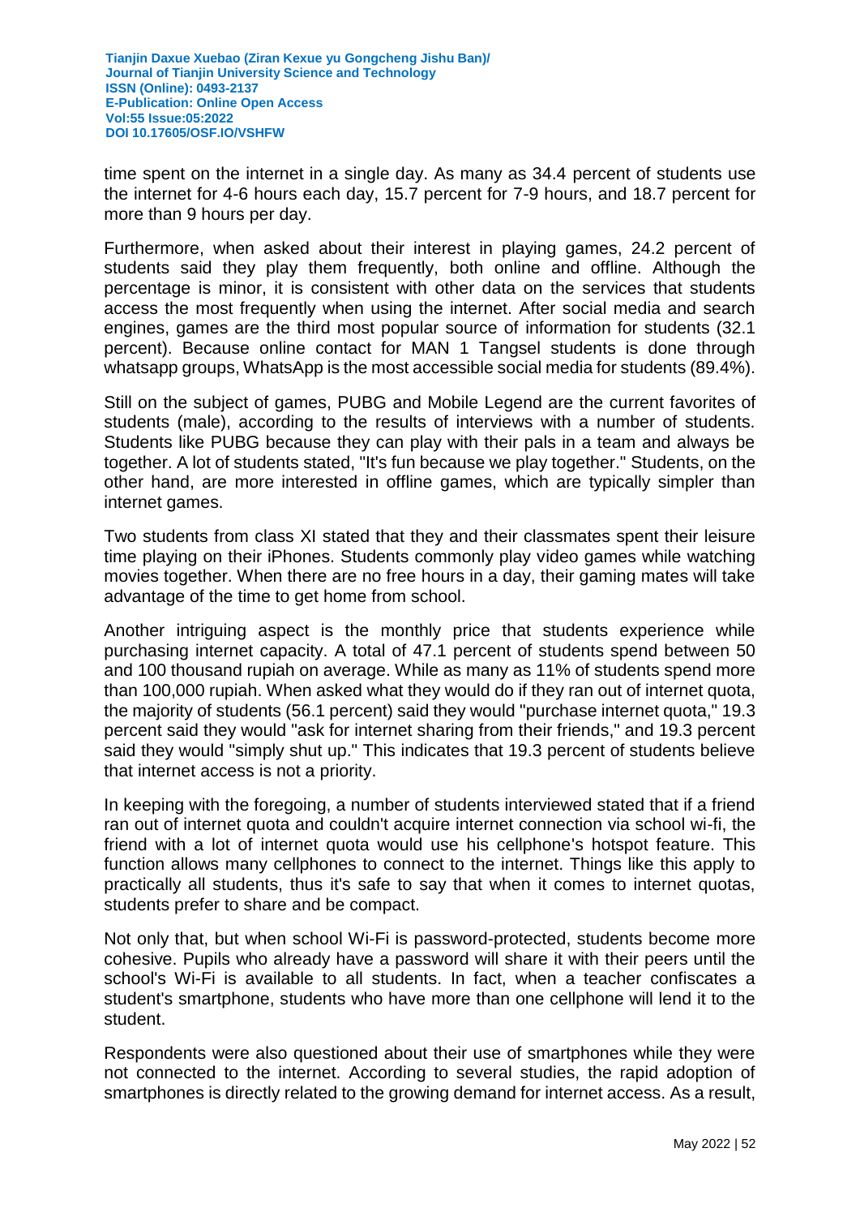time spent on the internet in a single day. As many as 34.4 percent of students use the internet for 4-6 hours each day, 15.7 percent for 7-9 hours, and 18.7 percent for more than 9 hours per day.

Furthermore, when asked about their interest in playing games, 24.2 percent of students said they play them frequently, both online and offline. Although the percentage is minor, it is consistent with other data on the services that students access the most frequently when using the internet. After social media and search engines, games are the third most popular source of information for students (32.1 percent). Because online contact for MAN 1 Tangsel students is done through whatsapp groups, WhatsApp is the most accessible social media for students (89.4%).

Still on the subject of games, PUBG and Mobile Legend are the current favorites of students (male), according to the results of interviews with a number of students. Students like PUBG because they can play with their pals in a team and always be together. A lot of students stated, "It's fun because we play together." Students, on the other hand, are more interested in offline games, which are typically simpler than internet games.

Two students from class XI stated that they and their classmates spent their leisure time playing on their iPhones. Students commonly play video games while watching movies together. When there are no free hours in a day, their gaming mates will take advantage of the time to get home from school.

Another intriguing aspect is the monthly price that students experience while purchasing internet capacity. A total of 47.1 percent of students spend between 50 and 100 thousand rupiah on average. While as many as 11% of students spend more than 100,000 rupiah. When asked what they would do if they ran out of internet quota, the majority of students (56.1 percent) said they would "purchase internet quota," 19.3 percent said they would "ask for internet sharing from their friends," and 19.3 percent said they would "simply shut up." This indicates that 19.3 percent of students believe that internet access is not a priority.

In keeping with the foregoing, a number of students interviewed stated that if a friend ran out of internet quota and couldn't acquire internet connection via school wi-fi, the friend with a lot of internet quota would use his cellphone's hotspot feature. This function allows many cellphones to connect to the internet. Things like this apply to practically all students, thus it's safe to say that when it comes to internet quotas, students prefer to share and be compact.

Not only that, but when school Wi-Fi is password-protected, students become more cohesive. Pupils who already have a password will share it with their peers until the school's Wi-Fi is available to all students. In fact, when a teacher confiscates a student's smartphone, students who have more than one cellphone will lend it to the student.

Respondents were also questioned about their use of smartphones while they were not connected to the internet. According to several studies, the rapid adoption of smartphones is directly related to the growing demand for internet access. As a result,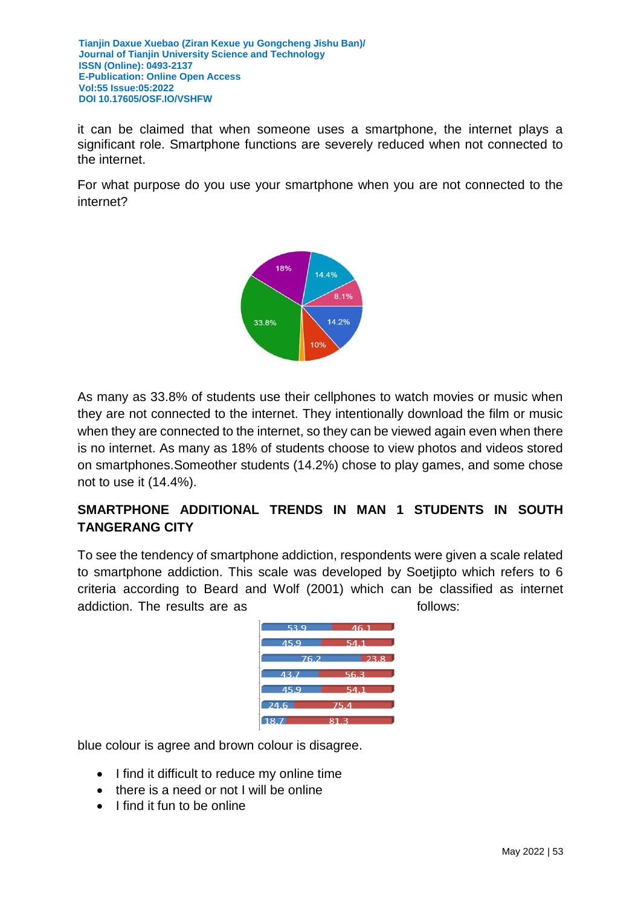it can be claimed that when someone uses a smartphone, the internet plays a significant role. Smartphone functions are severely reduced when not connected to the internet.

For what purpose do you use your smartphone when you are not connected to the internet?

As many as 33.8% of students use their cellphones to watch movies or music when they are not connected to the internet. They intentionally download the film or music when they are connected to the internet, so they can be viewed again even when there is no internet. As many as 18% of students choose to view photos and videos stored on smartphones.Someother students (14.2%) chose to play games, and some chose not to use it (14.4%).

## SMARTPHONE ADDITIONAL TRENDS IN MAN 1 STUDENTS IN SOUTH TANGERANG CITY

To see the tendency of smartphone addiction, respondents were given a scale related to smartphone addiction. This scale was developed by Soetjipto which refers to 6 criteria according to Beard and Wolf (2001) which can be classified as internet addiction. The results are as follows:

blue colour is agree and brown colour is disagree.

- I find it difficult to reduce my online time
- there is a need or not I will be online
- I find it fun to be online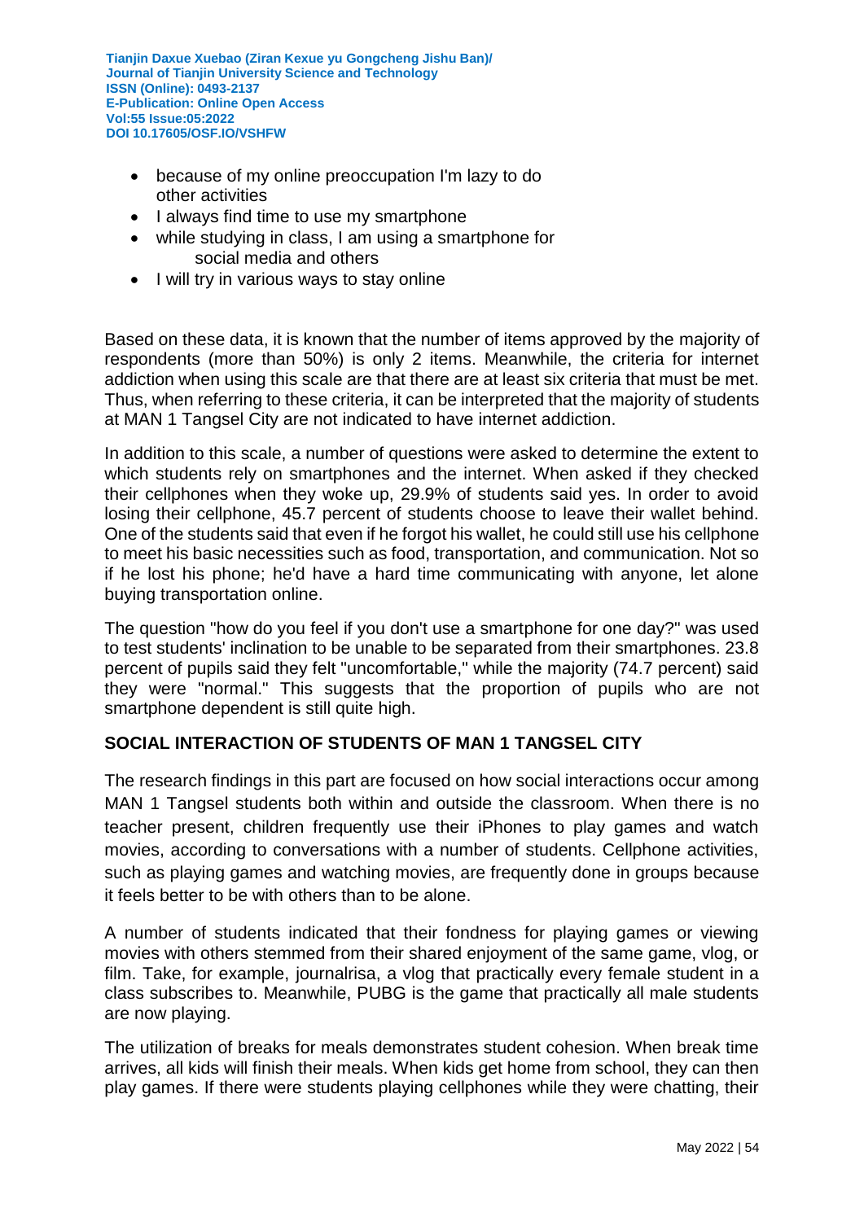- because of my online preoccupation I'm lazy to do other activities
- I always find time to use my smartphone
- while studying in class, I am using a smartphone for social media and others
- I will try in various ways to stay online

Based on these data, it is known that the number of items approved by the majority of respondents (more than 50%) is only 2 items. Meanwhile, the criteria for internet addiction when using this scale are that there are at least six criteria that must be met. Thus, when referring to these criteria, it can be interpreted that the majority of students at MAN 1 Tangsel City are not indicated to have internet addiction.

In addition to this scale, a number of questions were asked to determine the extent to which students rely on smartphones and the internet. When asked if they checked their cellphones when they woke up, 29.9% of students said yes. In order to avoid losing their cellphone, 45.7 percent of students choose to leave their wallet behind. One of the students said that even if he forgot his wallet, he could still use his cellphone to meet his basic necessities such as food, transportation, and communication. Not so if he lost his phone; he'd have a hard time communicating with anyone, let alone buying transportation online.

The question "how do you feel if you don't use a smartphone for one day?" was used to test students' inclination to be unable to be separated from their smartphones. 23.8 percent of pupils said they felt "uncomfortable," while the majority (74.7 percent) said they were "normal." This suggests that the proportion of pupils who are not smartphone dependent is still quite high.

## SOCIAL INTERACTION OF STUDENTS OF MAN 1 TANGSEL CITY

The research findings in this part are focused on how social interactions occur among MAN 1 Tangsel students both within and outside the classroom. When there is no teacher present, children frequently use their iPhones to play games and watch movies, according to conversations with a number of students. Cellphone activities, such as playing games and watching movies, are frequently done in groups because it feels better to be with others than to be alone.

A number of students indicated that their fondness for playing games or viewing movies with others stemmed from their shared enjoyment of the same game, vlog, or film. Take, for example, journalrisa, a vlog that practically every female student in a class subscribes to. Meanwhile, PUBG is the game that practically all male students are now playing.

The utilization of breaks for meals demonstrates student cohesion. When break time arrives, all kids will finish their meals. When kids get home from school, they can then play games. If there were students playing cellphones while they were chatting, their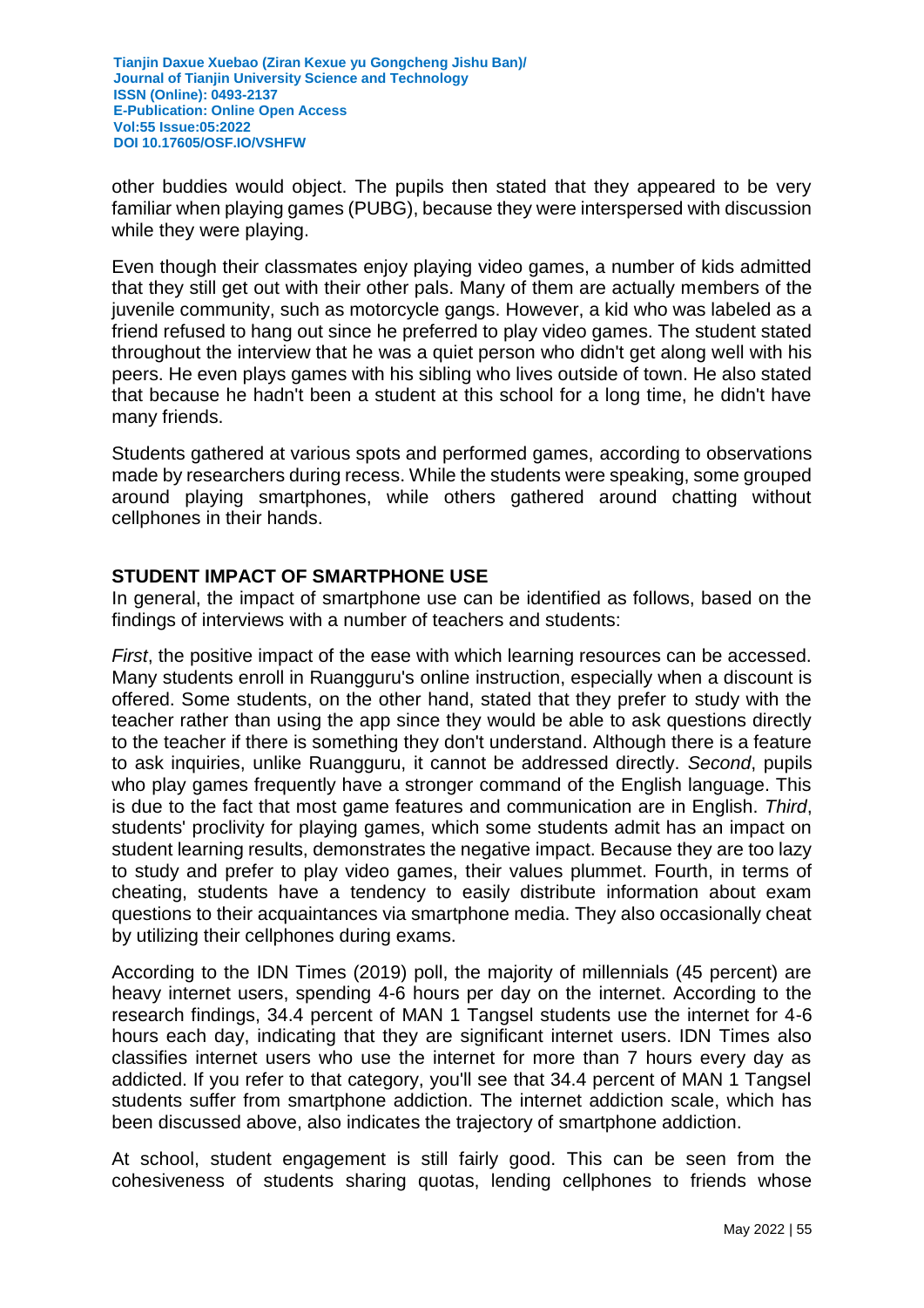other buddies would object. The pupils then stated that they appeared to be very familiar when playing games (PUBG), because they were interspersed with discussion while they were playing.

Even though their classmates enjoy playing video games, a number of kids admitted that they still get out with their other pals. Many of them are actually members of the juvenile community, such as motorcycle gangs. However, a kid who was labeled as a friend refused to hang out since he preferred to play video games. The student stated throughout the interview that he was a quiet person who didn't get along well with his peers. He even plays games with his sibling who lives outside of town. He also stated that because he hadn't been a student at this school for a long time, he didn't have many friends.

Students gathered at various spots and performed games, according to observations made by researchers during recess. While the students were speaking, some grouped around playing smartphones, while others gathered around chatting without cellphones in their hands.

## STUDENT IMPACT OF SMARTPHONE USE

In general, the impact of smartphone use can be identified as follows, based on the findings of interviews with a number of teachers and students:

*First*, the positive impact of the ease with which learning resources can be accessed. Many students enroll in Ruangguru's online instruction, especially when a discount is offered. Some students, on the other hand, stated that they prefer to study with the teacher rather than using the app since they would be able to ask questions directly to the teacher if there is something they don't understand. Although there is a feature to ask inquiries, unlike Ruangguru, it cannot be addressed directly. *Second*, pupils who play games frequently have a stronger command of the English language. This is due to the fact that most game features and communication are in English. *Third*, students' proclivity for playing games, which some students admit has an impact on student learning results, demonstrates the negative impact. Because they are too lazy to study and prefer to play video games, their values plummet. Fourth, in terms of cheating, students have a tendency to easily distribute information about exam questions to their acquaintances via smartphone media. They also occasionally cheat by utilizing their cellphones during exams.

According to the IDN Times (2019) poll, the majority of millennials (45 percent) are heavy internet users, spending 4-6 hours per day on the internet. According to the research findings, 34.4 percent of MAN 1 Tangsel students use the internet for 4-6 hours each day, indicating that they are significant internet users. IDN Times also classifies internet users who use the internet for more than 7 hours every day as addicted. If you refer to that category, you'll see that 34.4 percent of MAN 1 Tangsel students suffer from smartphone addiction. The internet addiction scale, which has been discussed above, also indicates the trajectory of smartphone addiction.

At school, student engagement is still fairly good. This can be seen from the cohesiveness of students sharing quotas, lending cellphones to friends whose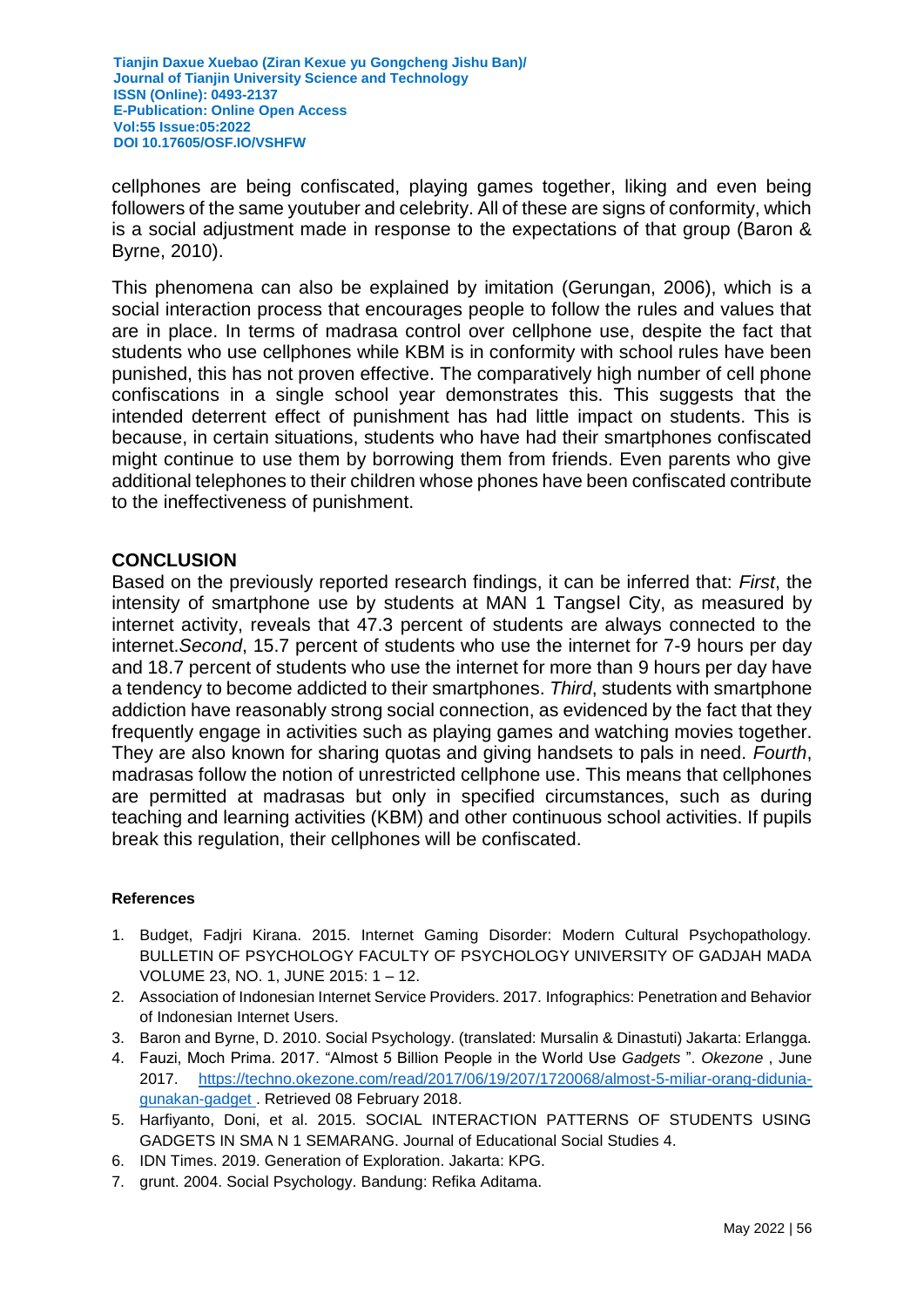cellphones are being confiscated, playing games together, liking and even being followers of the same youtuber and celebrity. All of these are signs of conformity, which is a social adjustment made in response to the expectations of that group (Baron & Byrne, 2010).

This phenomena can also be explained by imitation (Gerungan, 2006), which is a social interaction process that encourages people to follow the rules and values that are in place. In terms of madrasa control over cellphone use, despite the fact that students who use cellphones while KBM is in conformity with school rules have been punished, this has not proven effective. The comparatively high number of cell phone confiscations in a single school year demonstrates this. This suggests that the intended deterrent effect of punishment has had little impact on students. This is because, in certain situations, students who have had their smartphones confiscated might continue to use them by borrowing them from friends. Even parents who give additional telephones to their children whose phones have been confiscated contribute to the ineffectiveness of punishment.

## CONCLUSION

Based on the previously reported research findings, it can be inferred that: *First*, the intensity of smartphone use by students at MAN 1 Tangsel City, as measured by internet activity, reveals that 47.3 percent of students are always connected to the internet.*Second*, 15.7 percent of students who use the internet for 7-9 hours per day and 18.7 percent of students who use the internet for more than 9 hours per day have a tendency to become addicted to their smartphones. *Third*, students with smartphone addiction have reasonably strong social connection, as evidenced by the fact that they frequently engage in activities such as playing games and watching movies together. They are also known for sharing quotas and giving handsets to pals in need. *Fourth*, madrasas follow the notion of unrestricted cellphone use. This means that cellphones are permitted at madrasas but only in specified circumstances, such as during teaching and learning activities (KBM) and other continuous school activities. If pupils break this regulation, their cellphones will be confiscated.

### References

1. Budget, Fadjri Kirana. 2015. Internet Gaming Disorder: Modern Cultural Psychopathology. BULLETIN OF PSYCHOLOGY FACULTY OF PSYCHOLOGY UNIVERSITY OF GADJAH MADA VOLUME 23, NO. 1, JUNE 2015: 1 – 12.
2. Association of Indonesian Internet Service Providers. 2017. Infographics: Penetration and Behavior of Indonesian Internet Users.
3. Baron and Byrne, D. 2010. Social Psychology. (translated: Mursalin & Dinastuti) Jakarta: Erlangga.
4. Fauzi, Moch Prima. 2017. "Almost 5 Billion People in the World Use *Gadgets* ". *Okezone* , June 2017. https://techno.okezone.com/read/2017/06/19/207/1720068/almost-5-miliar-orang-didunia-gunakan-gadget . Retrieved 08 February 2018.
5. Harfiyanto, Doni, et al. 2015. SOCIAL INTERACTION PATTERNS OF STUDENTS USING GADGETS IN SMA N 1 SEMARANG. Journal of Educational Social Studies 4.
6. IDN Times. 2019. Generation of Exploration. Jakarta: KPG.
7. grunt. 2004. Social Psychology. Bandung: Refika Aditama.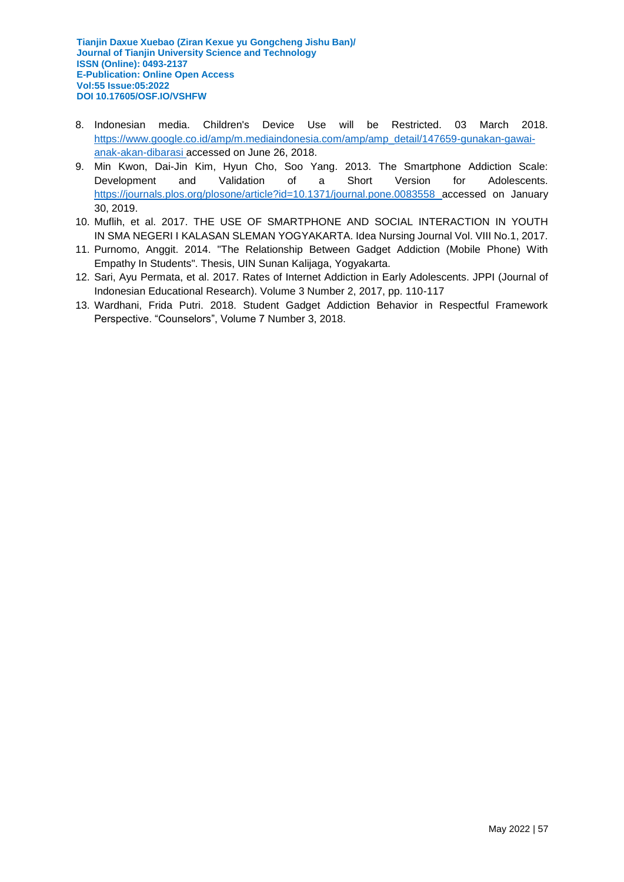8. Indonesian media. Children's Device Use will be Restricted. 03 March 2018. https://www.google.co.id/amp/m.mediaindonesia.com/amp/amp_detail/147659-gunakan-gawai-anak-akan-dibarasi accessed on June 26, 2018.
9. Min Kwon, Dai-Jin Kim, Hyun Cho, Soo Yang. 2013. The Smartphone Addiction Scale: Development and Validation of a Short Version for Adolescents. https://journals.plos.org/plosone/article?id=10.1371/journal.pone.0083558 accessed on January 30, 2019.
10. Muflih, et al. 2017. THE USE OF SMARTPHONE AND SOCIAL INTERACTION IN YOUTH IN SMA NEGERI I KALASAN SLEMAN YOGYAKARTA. Idea Nursing Journal Vol. VIII No.1, 2017.
11. Purnomo, Anggit. 2014. "The Relationship Between Gadget Addiction (Mobile Phone) With Empathy In Students". Thesis, UIN Sunan Kalijaga, Yogyakarta.
12. Sari, Ayu Permata, et al. 2017. Rates of Internet Addiction in Early Adolescents. JPPI (Journal of Indonesian Educational Research). Volume 3 Number 2, 2017, pp. 110-117
13. Wardhani, Frida Putri. 2018. Student Gadget Addiction Behavior in Respectful Framework Perspective. “Counselors”, Volume 7 Number 3, 2018.